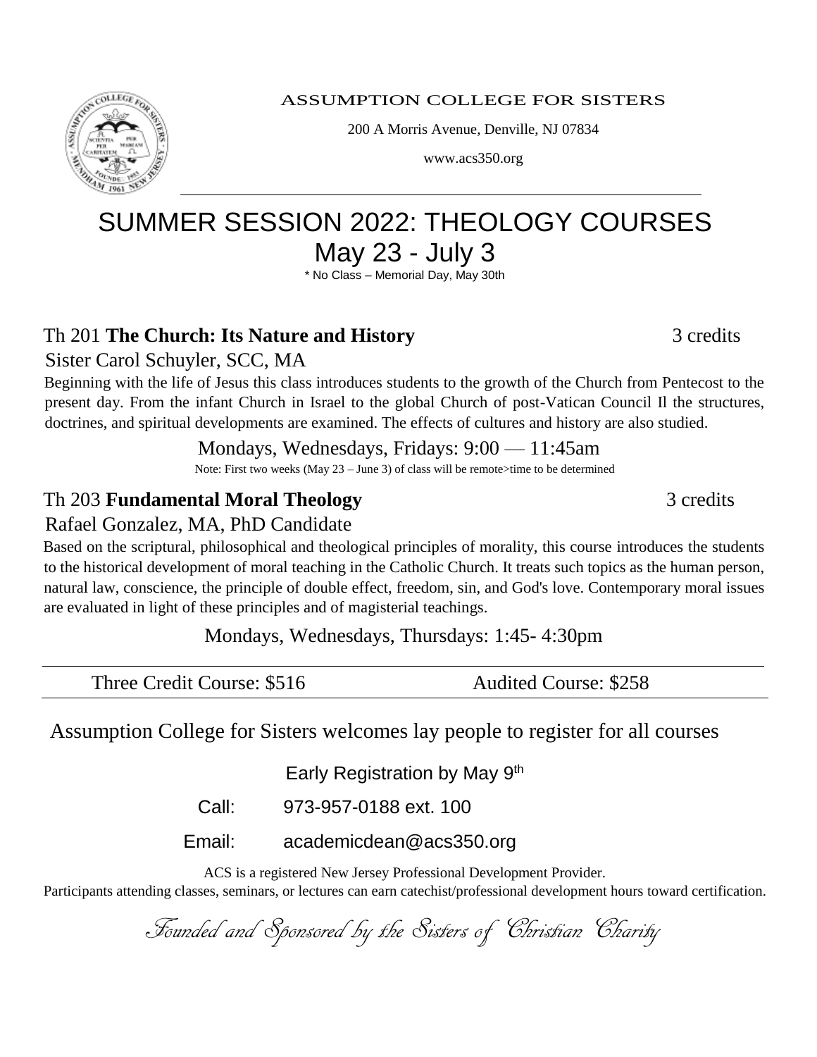ASSUMPTION COLLEGE FOR SISTERS

200 A Morris Avenue, Denville, NJ 07834

www.acs350.org

---

# SUMMER SESSION 2022: THEOLOGY COURSES
## May 23 - July 3

\* No Class – Memorial Day, May 30th

### Th 201 **The Church: Its Nature and History** — 3 credits

Sister Carol Schuyler, SCC, MA

Beginning with the life of Jesus this class introduces students to the growth of the Church from Pentecost to the present day. From the infant Church in Israel to the global Church of post-Vatican Council Il the structures, doctrines, and spiritual developments are examined. The effects of cultures and history are also studied.

Mondays, Wednesdays, Fridays: 9:00 — 11:45am

Note: First two weeks (May 23 – June 3) of class will be remote>time to be determined

### Th 203 **Fundamental Moral Theology** — 3 credits

Rafael Gonzalez, MA, PhD Candidate

Based on the scriptural, philosophical and theological principles of morality, this course introduces the students to the historical development of moral teaching in the Catholic Church. It treats such topics as the human person, natural law, conscience, the principle of double effect, freedom, sin, and God's love. Contemporary moral issues are evaluated in light of these principles and of magisterial teachings.

Mondays, Wednesdays, Thursdays: 1:45- 4:30pm

---

Three Credit Course: $516 — Audited Course: $258

---

Assumption College for Sisters welcomes lay people to register for all courses

Early Registration by May 9th

Call: 973-957-0188 ext. 100

Email: academicdean@acs350.org

ACS is a registered New Jersey Professional Development Provider.
Participants attending classes, seminars, or lectures can earn catechist/professional development hours toward certification.

*Founded and Sponsored by the Sisters of Christian Charity*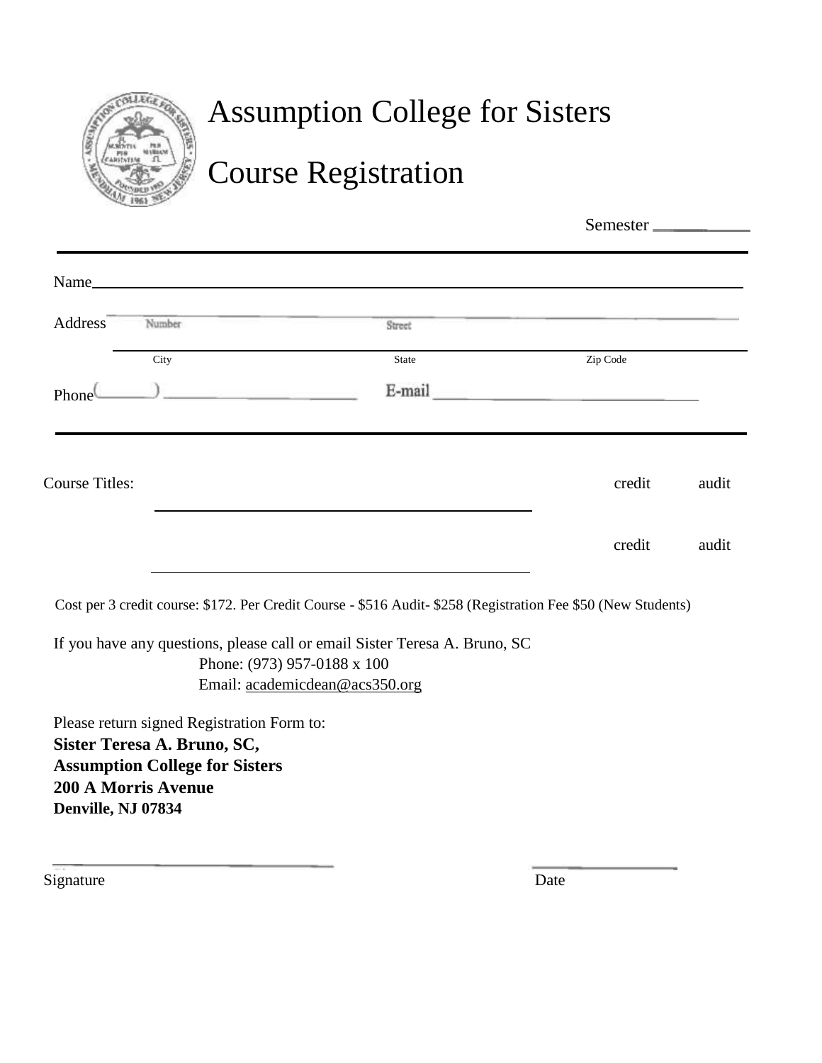# Assumption College for Sisters

# Course Registration

Semester ____________

Name ______________________________________________________________

Address ____________________________________________________________
Number Street

____________________________________________________________
City State Zip Code

Phone (______) ____________________ E-mail ________________________

Course Titles: ________________________________________ credit audit

________________________________________ credit audit

Cost per 3 credit course: $172. Per Credit Course - $516 Audit- $258 (Registration Fee $50 (New Students)

If you have any questions, please call or email Sister Teresa A. Bruno, SC
Phone: (973) 957-0188 x 100
Email: academicdean@acs350.org

Please return signed Registration Form to:
**Sister Teresa A. Bruno, SC,**
**Assumption College for Sisters**
**200 A Morris Avenue**
**Denville, NJ 07834**

______________________________ ____________________
Signature Date